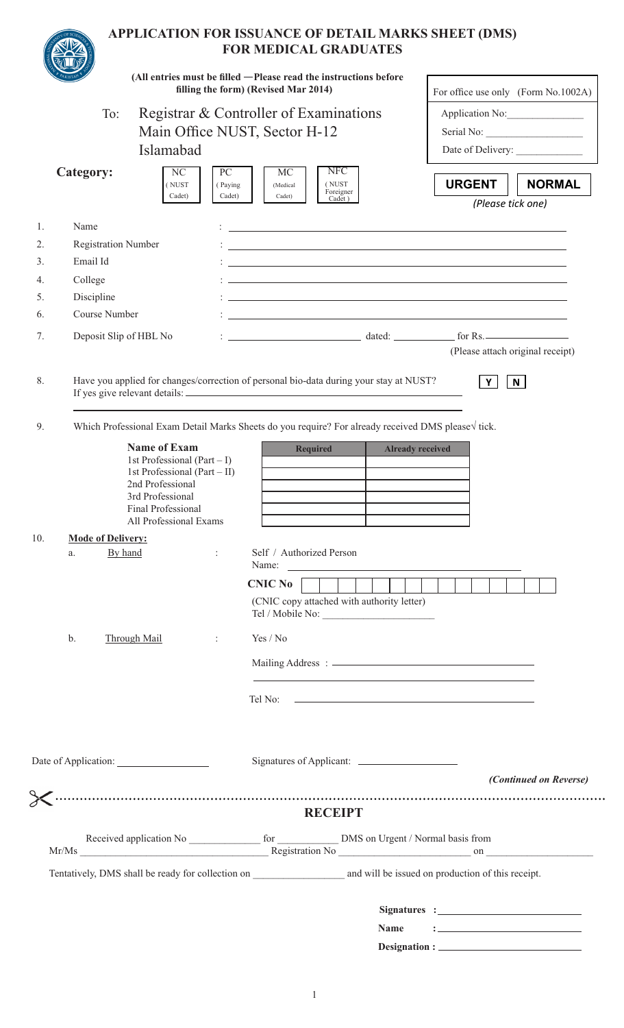# APPLICATION FOR ISSUANCE OF DETAIL MARKS SHEET (DMS) FOR MEDICAL GRADUATES

**(All entries must be filled —Please read the instructions before filling the form) (Revised Mar 2014)**

| For office use only (Form No.1002A) |
|---|
| Application No:_______________ |
| Serial No: ___________________ |
| Date of Delivery: _____________ |

To: Registrar & Controller of Examinations
Main Office NUST, Sector H-12
Islamabad

**Category:** NC (NUST Cadet) | PC (Paying Cadet) | MC (Medical Cadet) | NFC (NUST Foreigner Cadet)

**URGENT** | **NORMAL**
*(Please tick one)*

1. Name : ______________________________
2. Registration Number : ______________________________
3. Email Id : ______________________________
4. College : ______________________________
5. Discipline : ______________________________
6. Course Number : ______________________________
7. Deposit Slip of HBL No : ________________ dated: __________ for Rs.____________
   (Please attach original receipt)

8. Have you applied for changes/correction of personal bio-data during your stay at NUST? **Y** **N**
   If yes give relevant details: ______________________________
   ______________________________

9. Which Professional Exam Detail Marks Sheets do you require? For already received DMS please√ tick.

| Name of Exam | Required | Already received |
|---|---|---|
| 1st Professional (Part – I) | | |
| 1st Professional (Part – II) | | |
| 2nd Professional | | |
| 3rd Professional | | |
| Final Professional | | |
| All Professional Exams | | |

10. **Mode of Delivery:**
    a. By hand : Self / Authorized Person
       Name: ______________________________
       **CNIC No** | | | | | | | | | | | | | | | |
       (CNIC copy attached with authority letter)
       Tel / Mobile No: ____________________
    b. Through Mail : Yes / No
       Mailing Address : ______________________________
       ______________________________
       Tel No: ______________________________

Date of Application: ________________  Signatures of Applicant: ________________

*(Continued on Reverse)*

---

## RECEIPT

Received application No _____________ for ___________ DMS on Urgent / Normal basis from Mr/Ms ______________________________ Registration No ______________________ on ________________

Tentatively, DMS shall be ready for collection on _________________ and will be issued on production of this receipt.

**Signatures :** ______________________
**Name :** ______________________
**Designation :** ______________________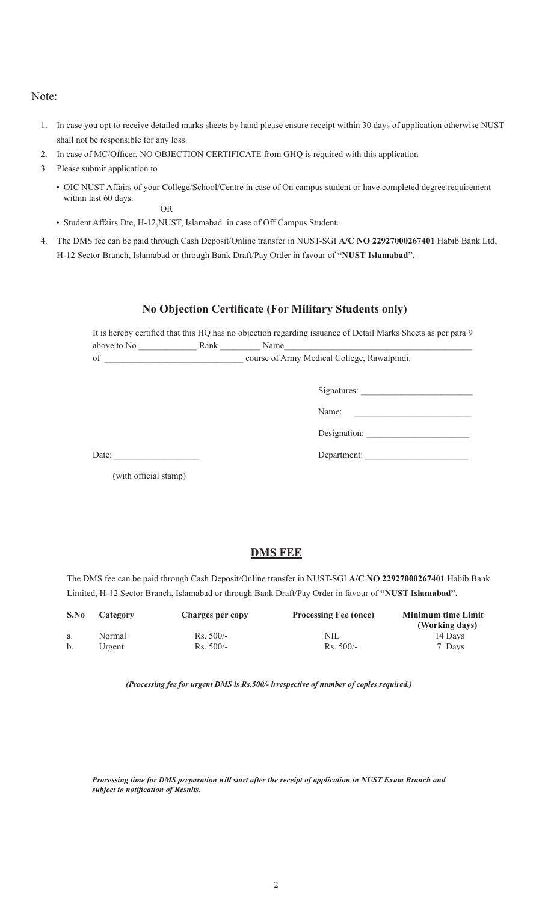Note:

1. In case you opt to receive detailed marks sheets by hand please ensure receipt within 30 days of application otherwise NUST shall not be responsible for any loss.
2. In case of MC/Officer, NO OBJECTION CERTIFICATE from GHQ is required with this application
3. Please submit application to
   - OIC NUST Affairs of your College/School/Centre in case of On campus student or have completed degree requirement within last 60 days.

     OR
   - Student Affairs Dte, H-12,NUST, Islamabad in case of Off Campus Student.
4. The DMS fee can be paid through Cash Deposit/Online transfer in NUST-SGI **A/C NO 22927000267401** Habib Bank Ltd, H-12 Sector Branch, Islamabad or through Bank Draft/Pay Order in favour of **"NUST Islamabad".**

## No Objection Certificate (For Military Students only)

It is hereby certified that this HQ has no objection regarding issuance of Detail Marks Sheets as per para 9 above to No ____________ Rank _________ Name_________________________________________ of ______________________________ course of Army Medical College, Rawalpindi.

Signatures: ________________________

Name: ________________________

Designation: ______________________

Date: __________________ Department: ______________________

(with official stamp)

## DMS FEE

The DMS fee can be paid through Cash Deposit/Online transfer in NUST-SGI **A/C NO 22927000267401** Habib Bank Limited, H-12 Sector Branch, Islamabad or through Bank Draft/Pay Order in favour of **"NUST Islamabad".**

| S.No | Category | Charges per copy | Processing Fee (once) | Minimum time Limit (Working days) |
|---|---|---|---|---|
| a. | Normal | Rs. 500/- | NIL | 14 Days |
| b. | Urgent | Rs. 500/- | Rs. 500/- | 7 Days |

***(Processing fee for urgent DMS is Rs.500/- irrespective of number of copies required.)***

***Processing time for DMS preparation will start after the receipt of application in NUST Exam Branch and subject to notification of Results.***